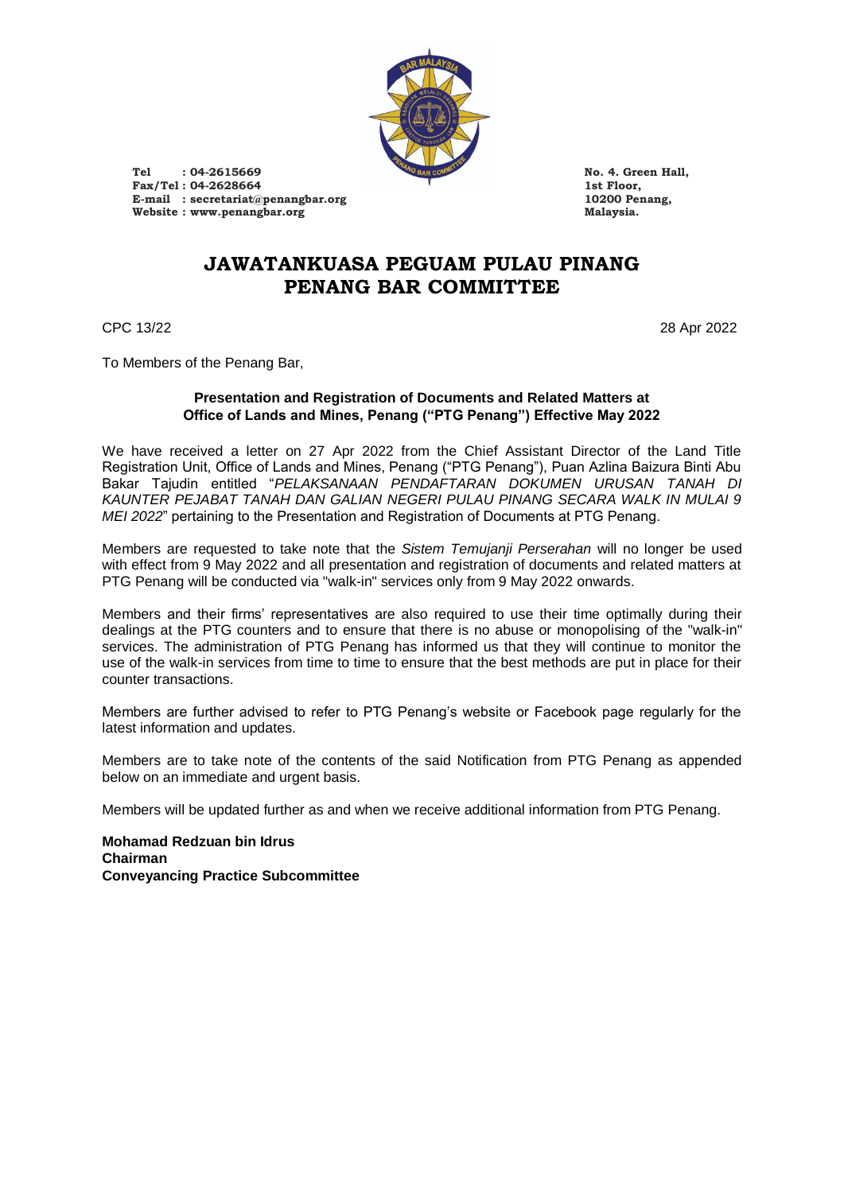Tel : 04-2615669
Fax/Tel : 04-2628664
E-mail : secretariat@penangbar.org
Website : www.penangbar.org

No. 4. Green Hall,
1st Floor,
10200 Penang,
Malaysia.

# JAWATANKUASA PEGUAM PULAU PINANG
# PENANG BAR COMMITTEE

CPC 13/22

28 Apr 2022

To Members of the Penang Bar,

**Presentation and Registration of Documents and Related Matters at Office of Lands and Mines, Penang ("PTG Penang") Effective May 2022**

We have received a letter on 27 Apr 2022 from the Chief Assistant Director of the Land Title Registration Unit, Office of Lands and Mines, Penang ("PTG Penang"), Puan Azlina Baizura Binti Abu Bakar Tajudin entitled "*PELAKSANAAN PENDAFTARAN DOKUMEN URUSAN TANAH DI KAUNTER PEJABAT TANAH DAN GALIAN NEGERI PULAU PINANG SECARA WALK IN MULAI 9 MEI 2022*" pertaining to the Presentation and Registration of Documents at PTG Penang.

Members are requested to take note that the *Sistem Temujanji Perserahan* will no longer be used with effect from 9 May 2022 and all presentation and registration of documents and related matters at PTG Penang will be conducted via "walk-in" services only from 9 May 2022 onwards.

Members and their firms' representatives are also required to use their time optimally during their dealings at the PTG counters and to ensure that there is no abuse or monopolising of the "walk-in" services. The administration of PTG Penang has informed us that they will continue to monitor the use of the walk-in services from time to time to ensure that the best methods are put in place for their counter transactions.

Members are further advised to refer to PTG Penang's website or Facebook page regularly for the latest information and updates.

Members are to take note of the contents of the said Notification from PTG Penang as appended below on an immediate and urgent basis.

Members will be updated further as and when we receive additional information from PTG Penang.

**Mohamad Redzuan bin Idrus**
**Chairman**
**Conveyancing Practice Subcommittee**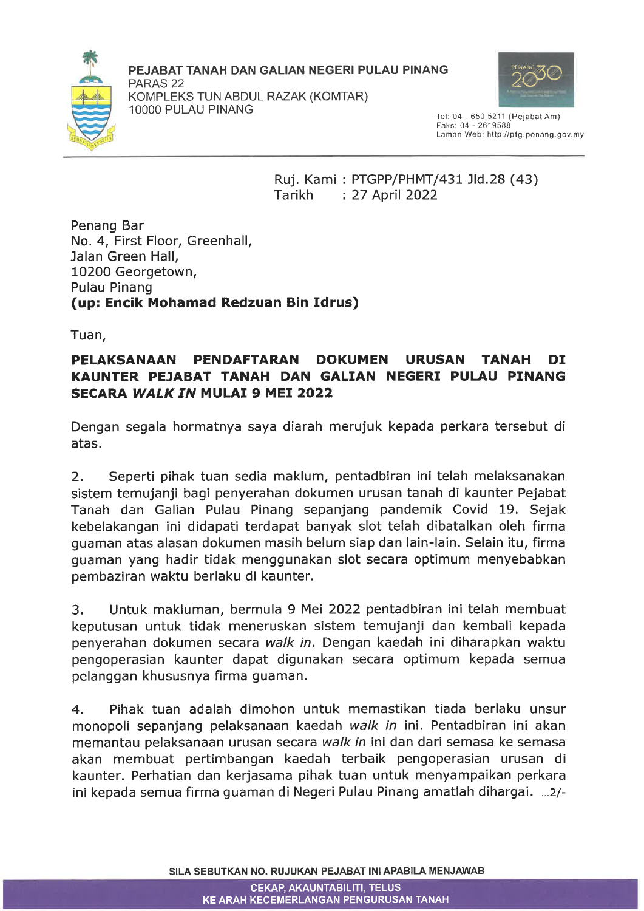**PEJABAT TANAH DAN GALIAN NEGERI PULAU PINANG**
PARAS 22
KOMPLEKS TUN ABDUL RAZAK (KOMTAR)
10000 PULAU PINANG

Tel: 04 - 650 5211 (Pejabat Am)
Faks: 04 - 2619588
Laman Web: http://ptg.penang.gov.my

Ruj. Kami : PTGPP/PHMT/431 Jld.28 (43)
Tarikh : 27 April 2022

Penang Bar
No. 4, First Floor, Greenhall,
Jalan Green Hall,
10200 Georgetown,
Pulau Pinang
**(up: Encik Mohamad Redzuan Bin Idrus)**

Tuan,

**PELAKSANAAN PENDAFTARAN DOKUMEN URUSAN TANAH DI KAUNTER PEJABAT TANAH DAN GALIAN NEGERI PULAU PINANG SECARA *WALK IN* MULAI 9 MEI 2022**

Dengan segala hormatnya saya diarah merujuk kepada perkara tersebut di atas.

2. Seperti pihak tuan sedia maklum, pentadbiran ini telah melaksanakan sistem temujanji bagi penyerahan dokumen urusan tanah di kaunter Pejabat Tanah dan Galian Pulau Pinang sepanjang pandemik Covid 19. Sejak kebelakangan ini didapati terdapat banyak slot telah dibatalkan oleh firma guaman atas alasan dokumen masih belum siap dan lain-lain. Selain itu, firma guaman yang hadir tidak menggunakan slot secara optimum menyebabkan pembaziran waktu berlaku di kaunter.

3. Untuk makluman, bermula 9 Mei 2022 pentadbiran ini telah membuat keputusan untuk tidak meneruskan sistem temujanji dan kembali kepada penyerahan dokumen secara *walk in*. Dengan kaedah ini diharapkan waktu pengoperasian kaunter dapat digunakan secara optimum kepada semua pelanggan khususnya firma guaman.

4. Pihak tuan adalah dimohon untuk memastikan tiada berlaku unsur monopoli sepanjang pelaksanaan kaedah *walk in* ini. Pentadbiran ini akan memantau pelaksanaan urusan secara *walk in* ini dan dari semasa ke semasa akan membuat pertimbangan kaedah terbaik pengoperasian urusan di kaunter. Perhatian dan kerjasama pihak tuan untuk menyampaikan perkara ini kepada semua firma guaman di Negeri Pulau Pinang amatlah dihargai. ...2/-

SILA SEBUTKAN NO. RUJUKAN PEJABAT INI APABILA MENJAWAB

CEKAP, AKAUNTABILITI, TELUS
KE ARAH KECEMERLANGAN PENGURUSAN TANAH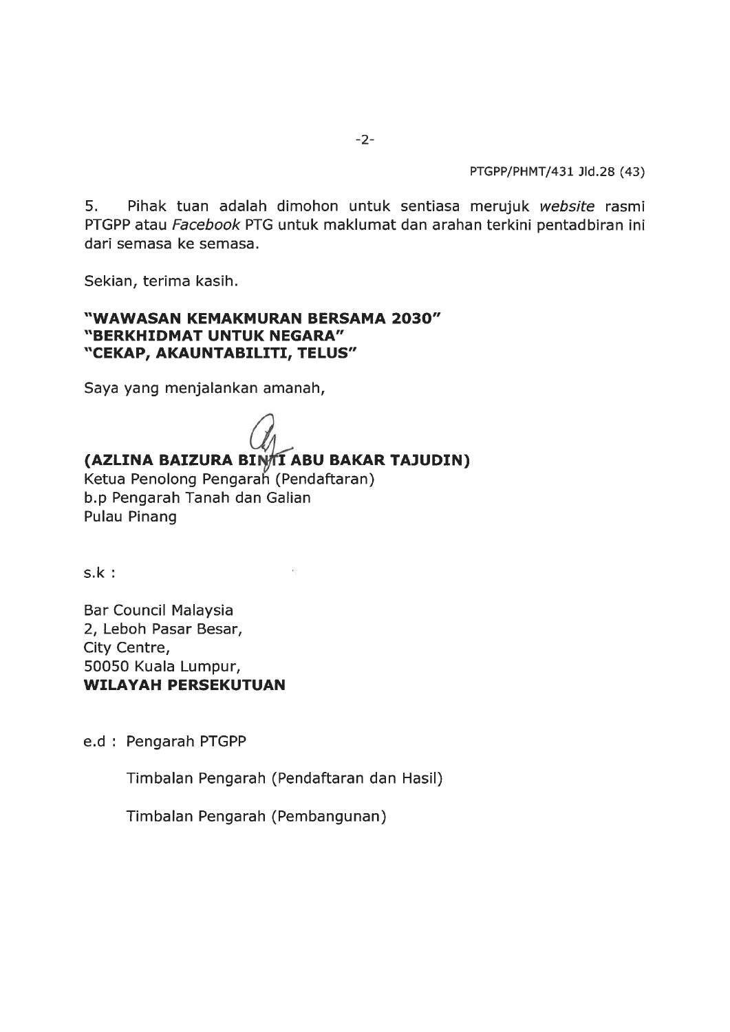PTGPP/PHMT/431 Jld.28 (43)

5. Pihak tuan adalah dimohon untuk sentiasa merujuk *website* rasmi PTGPP atau *Facebook* PTG untuk maklumat dan arahan terkini pentadbiran ini dari semasa ke semasa.

Sekian, terima kasih.

**"WAWASAN KEMAKMURAN BERSAMA 2030"**
**"BERKHIDMAT UNTUK NEGARA"**
**"CEKAP, AKAUNTABILITI, TELUS"**

Saya yang menjalankan amanah,

**(AZLINA BAIZURA BINTI ABU BAKAR TAJUDIN)**
Ketua Penolong Pengarah (Pendaftaran)
b.p Pengarah Tanah dan Galian
Pulau Pinang

s.k :

Bar Council Malaysia
2, Leboh Pasar Besar,
City Centre,
50050 Kuala Lumpur,
**WILAYAH PERSEKUTUAN**

e.d : Pengarah PTGPP

Timbalan Pengarah (Pendaftaran dan Hasil)

Timbalan Pengarah (Pembangunan)